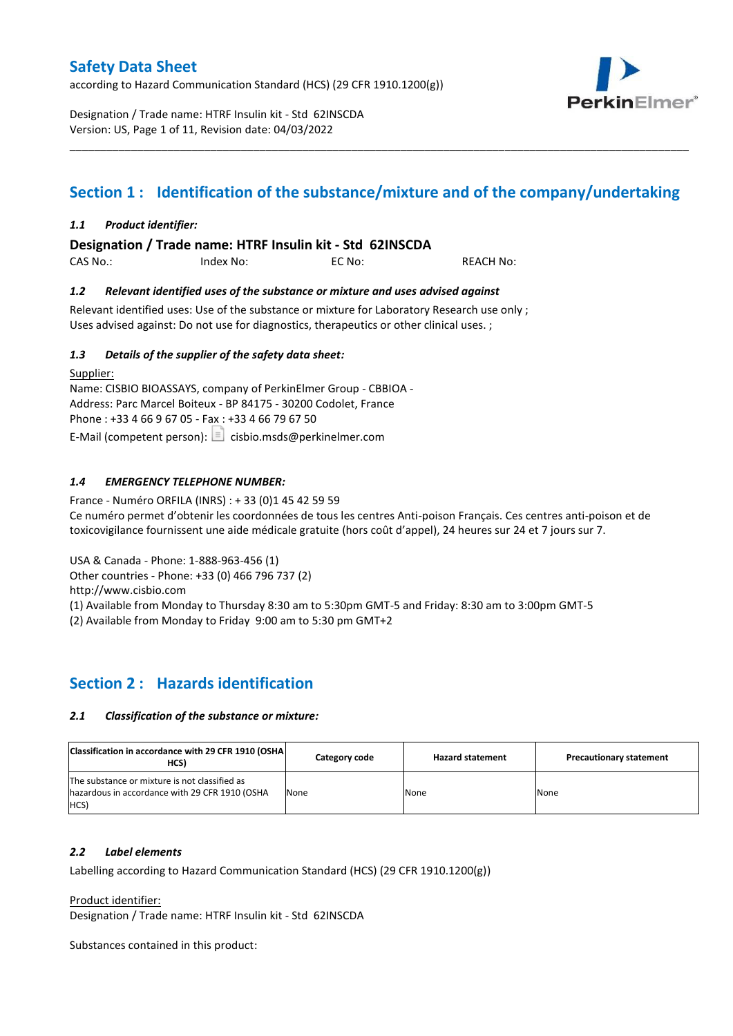# Safety Data Sheet

according to Hazard Communication Standard (HCS) (29 CFR 1910.1200(g))

Designation / Trade name: HTRF Insulin kit - Std 62INSCDA
Version: US, Page 1 of 11, Revision date: 04/03/2022

## Section 1 : Identification of the substance/mixture and of the company/undertaking

### *1.1 Product identifier:*

**Designation / Trade name: HTRF Insulin kit - Std 62INSCDA**

CAS No.: Index No: EC No: REACH No:

### *1.2 Relevant identified uses of the substance or mixture and uses advised against*

Relevant identified uses: Use of the substance or mixture for Laboratory Research use only ;
Uses advised against: Do not use for diagnostics, therapeutics or other clinical uses. ;

### *1.3 Details of the supplier of the safety data sheet:*

Supplier:
Name: CISBIO BIOASSAYS, company of PerkinElmer Group - CBBIOA -
Address: Parc Marcel Boiteux - BP 84175 - 30200 Codolet, France
Phone : +33 4 66 9 67 05 - Fax : +33 4 66 79 67 50
E-Mail (competent person): cisbio.msds@perkinelmer.com

### *1.4 EMERGENCY TELEPHONE NUMBER:*

France - Numéro ORFILA (INRS) : + 33 (0)1 45 42 59 59
Ce numéro permet d'obtenir les coordonnées de tous les centres Anti-poison Français. Ces centres anti-poison et de toxicovigilance fournissent une aide médicale gratuite (hors coût d'appel), 24 heures sur 24 et 7 jours sur 7.

USA & Canada - Phone: 1-888-963-456 (1)
Other countries - Phone: +33 (0) 466 796 737 (2)
http://www.cisbio.com
(1) Available from Monday to Thursday 8:30 am to 5:30pm GMT-5 and Friday: 8:30 am to 3:00pm GMT-5
(2) Available from Monday to Friday 9:00 am to 5:30 pm GMT+2

## Section 2 : Hazards identification

### *2.1 Classification of the substance or mixture:*

| Classification in accordance with 29 CFR 1910 (OSHA HCS) | Category code | Hazard statement | Precautionary statement |
|---|---|---|---|
| The substance or mixture is not classified as hazardous in accordance with 29 CFR 1910 (OSHA HCS) | None | None | None |

### *2.2 Label elements*

Labelling according to Hazard Communication Standard (HCS) (29 CFR 1910.1200(g))

Product identifier:
Designation / Trade name: HTRF Insulin kit - Std 62INSCDA

Substances contained in this product: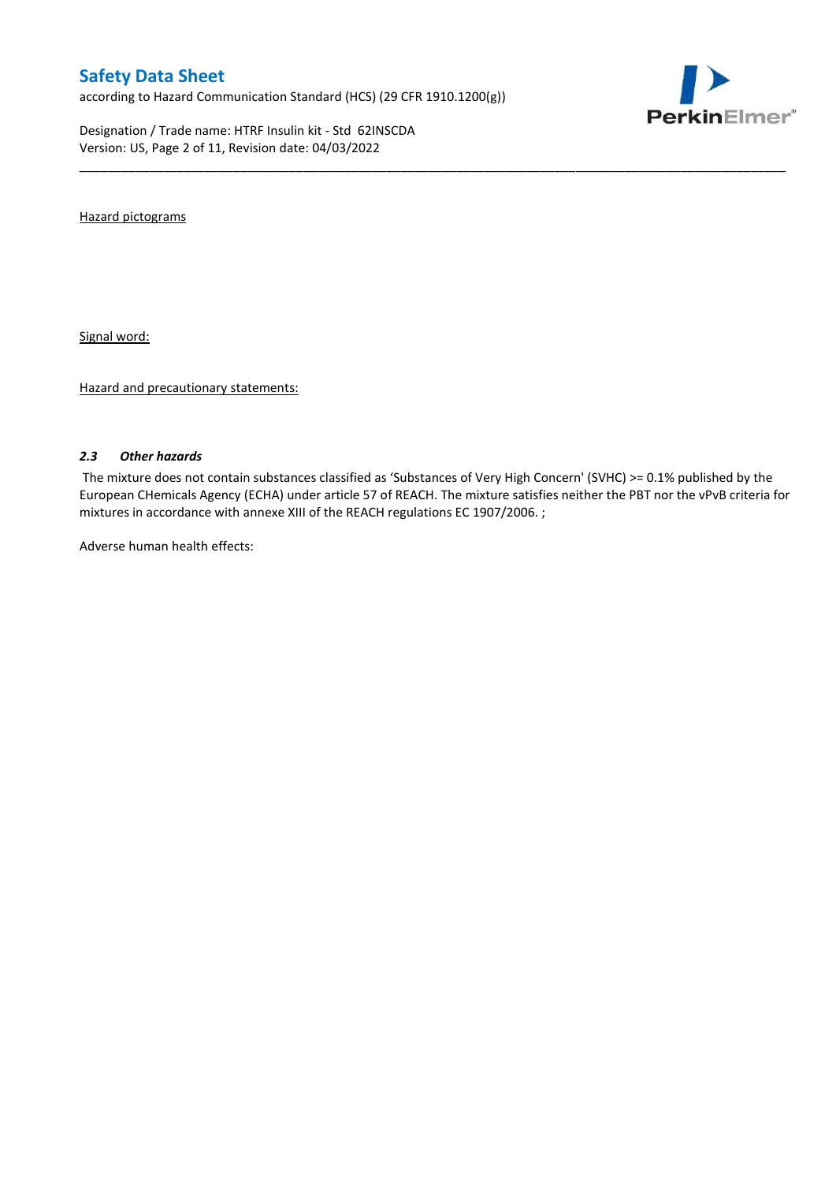Hazard pictograms

Signal word:

Hazard and precautionary statements:

### *2.3 Other hazards*

The mixture does not contain substances classified as 'Substances of Very High Concern' (SVHC) >= 0.1% published by the European CHemicals Agency (ECHA) under article 57 of REACH. The mixture satisfies neither the PBT nor the vPvB criteria for mixtures in accordance with annexe XIII of the REACH regulations EC 1907/2006. ;

Adverse human health effects: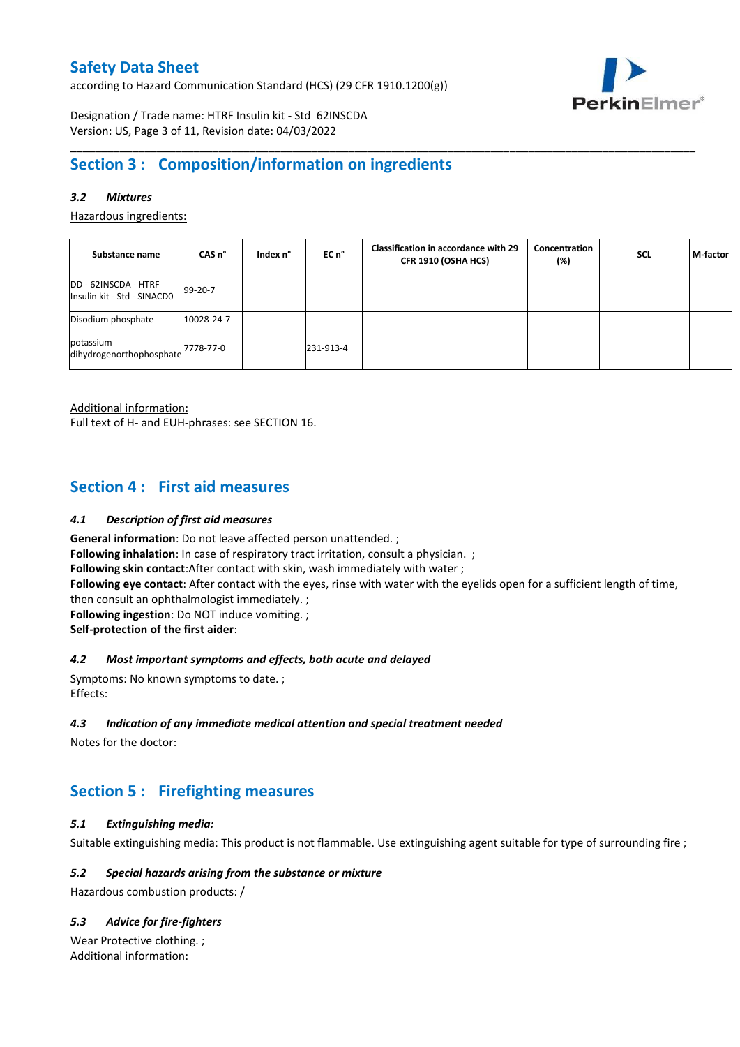## Section 3 : Composition/information on ingredients

### *3.2 Mixtures*

Hazardous ingredients:

| Substance name | CAS n° | Index n° | EC n° | Classification in accordance with 29 CFR 1910 (OSHA HCS) | Concentration (%) | SCL | M-factor |
|---|---|---|---|---|---|---|---|
| DD - 62INSCDA - HTRF Insulin kit - Std - SINACD0 | 99-20-7 | | | | | | |
| Disodium phosphate | 10028-24-7 | | | | | | |
| potassium dihydrogenorthophosphate | 7778-77-0 | | 231-913-4 | | | | |

Additional information:
Full text of H- and EUH-phrases: see SECTION 16.

## Section 4 : First aid measures

### *4.1 Description of first aid measures*

**General information**: Do not leave affected person unattended. ;
**Following inhalation**: In case of respiratory tract irritation, consult a physician. ;
**Following skin contact**:After contact with skin, wash immediately with water ;
**Following eye contact**: After contact with the eyes, rinse with water with the eyelids open for a sufficient length of time, then consult an ophthalmologist immediately. ;
**Following ingestion**: Do NOT induce vomiting. ;
**Self-protection of the first aider**:

### *4.2 Most important symptoms and effects, both acute and delayed*

Symptoms: No known symptoms to date. ;
Effects:

### *4.3 Indication of any immediate medical attention and special treatment needed*

Notes for the doctor:

## Section 5 : Firefighting measures

### *5.1 Extinguishing media:*

Suitable extinguishing media: This product is not flammable. Use extinguishing agent suitable for type of surrounding fire ;

### *5.2 Special hazards arising from the substance or mixture*

Hazardous combustion products: /

### *5.3 Advice for fire-fighters*

Wear Protective clothing. ;
Additional information: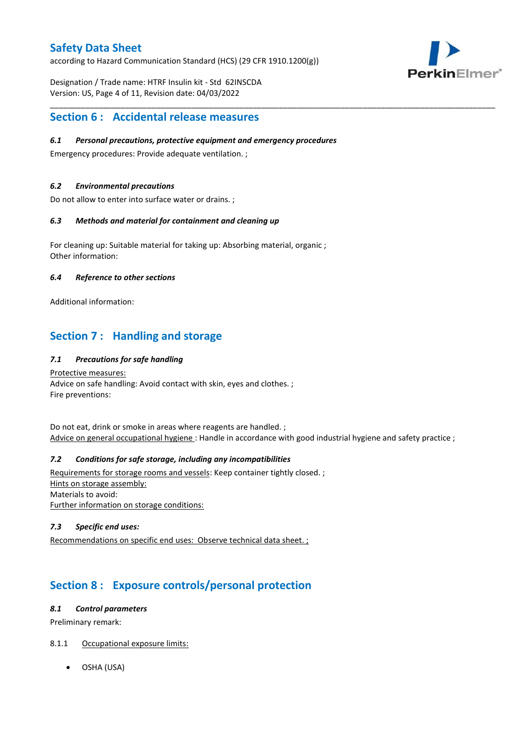## Section 6 : Accidental release measures

### *6.1 Personal precautions, protective equipment and emergency procedures*

Emergency procedures: Provide adequate ventilation. ;

### *6.2 Environmental precautions*

Do not allow to enter into surface water or drains. ;

### *6.3 Methods and material for containment and cleaning up*

For cleaning up: Suitable material for taking up: Absorbing material, organic ;
Other information:

### *6.4 Reference to other sections*

Additional information:

## Section 7 : Handling and storage

### *7.1 Precautions for safe handling*

Protective measures:
Advice on safe handling: Avoid contact with skin, eyes and clothes. ;
Fire preventions:

Do not eat, drink or smoke in areas where reagents are handled. ;
Advice on general occupational hygiene : Handle in accordance with good industrial hygiene and safety practice ;

### *7.2 Conditions for safe storage, including any incompatibilities*

Requirements for storage rooms and vessels: Keep container tightly closed. ;
Hints on storage assembly:
Materials to avoid:
Further information on storage conditions:

### *7.3 Specific end uses:*

Recommendations on specific end uses: Observe technical data sheet. ;

## Section 8 : Exposure controls/personal protection

### *8.1 Control parameters*

Preliminary remark:

8.1.1 Occupational exposure limits:

- OSHA (USA)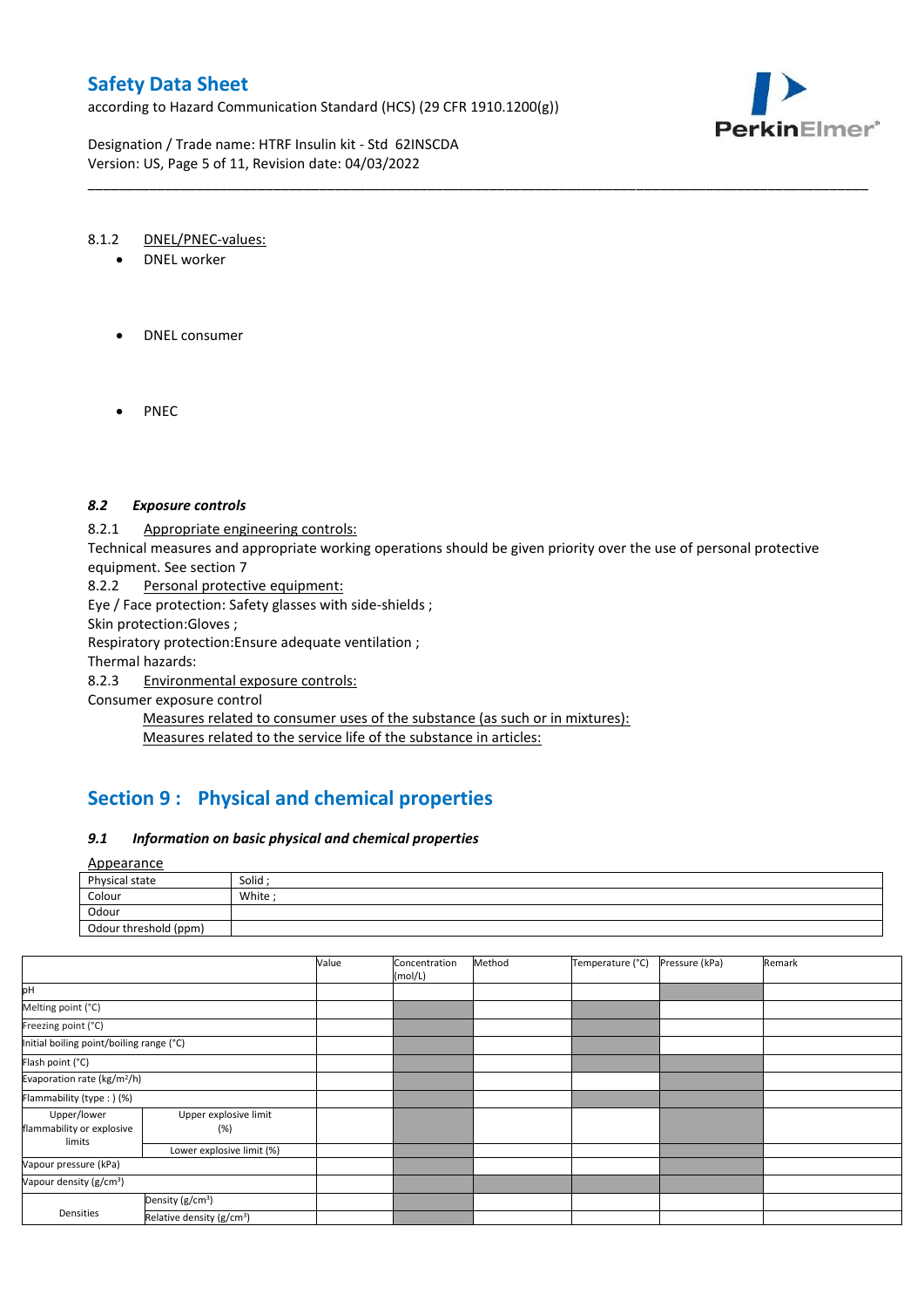8.1.2 DNEL/PNEC-values:

- DNEL worker

- DNEL consumer

- PNEC

### 8.2 Exposure controls

8.2.1 Appropriate engineering controls:

Technical measures and appropriate working operations should be given priority over the use of personal protective equipment. See section 7

8.2.2 Personal protective equipment:

Eye / Face protection: Safety glasses with side-shields ;

Skin protection:Gloves ;

Respiratory protection:Ensure adequate ventilation ;

Thermal hazards:

8.2.3 Environmental exposure controls:

Consumer exposure control

Measures related to consumer uses of the substance (as such or in mixtures):

Measures related to the service life of the substance in articles:

## Section 9 : Physical and chemical properties

### 9.1 Information on basic physical and chemical properties

Appearance

| | |
|---|---|
| Physical state | Solid ; |
| Colour | White ; |
| Odour | |
| Odour threshold (ppm) | |

| | | Value | Concentration (mol/L) | Method | Temperature (°C) | Pressure (kPa) | Remark |
|---|---|---|---|---|---|---|---|
| pH | | | | | | | |
| Melting point (°C) | | | | | | | |
| Freezing point (°C) | | | | | | | |
| Initial boiling point/boiling range (°C) | | | | | | | |
| Flash point (°C) | | | | | | | |
| Evaporation rate (kg/m²/h) | | | | | | | |
| Flammability (type : ) (%) | | | | | | | |
| Upper/lower flammability or explosive limits | Upper explosive limit (%) | | | | | | |
| | Lower explosive limit (%) | | | | | | |
| Vapour pressure (kPa) | | | | | | | |
| Vapour density (g/cm³) | | | | | | | |
| Densities | Density (g/cm³) | | | | | | |
| | Relative density (g/cm³) | | | | | | |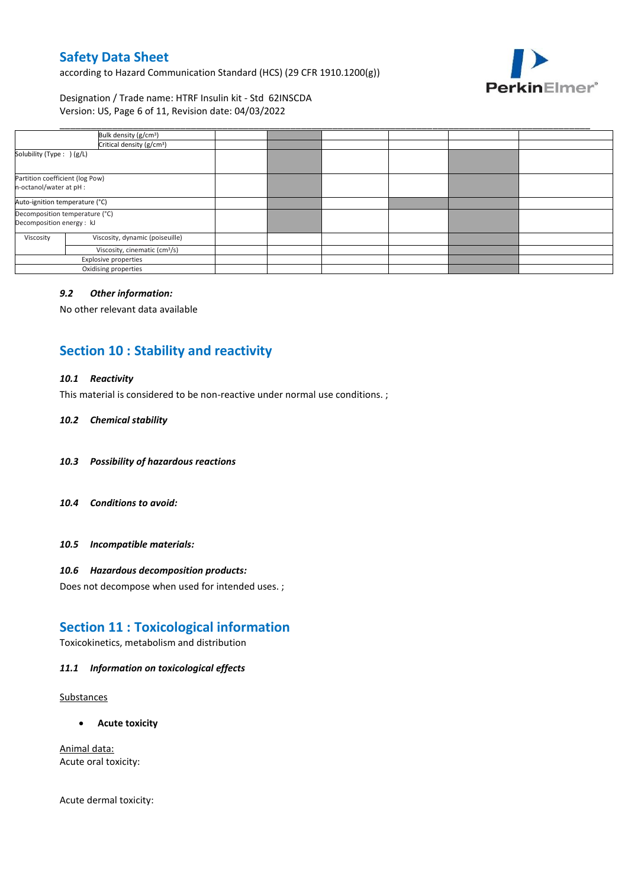| | | | | | | |
|---|---|---|---|---|---|---|
| Bulk density (g/cm³) | | | | | | |
| Critical density (g/cm³) | | | | | | |
| Solubility (Type : ) (g/L) | | | | | | |
| Partition coefficient (log Pow) n-octanol/water at pH : | | | | | | |
| Auto-ignition temperature (°C) | | | | | | |
| Decomposition temperature (°C) Decomposition energy : kJ | | | | | | |
| Viscosity - Viscosity, dynamic (poiseuille) | | | | | | |
| Viscosity - Viscosity, cinematic (cm³/s) | | | | | | |
| Explosive properties | | | | | | |
| Oxidising properties | | | | | | |

### *9.2 Other information:*

No other relevant data available

## Section 10 : Stability and reactivity

### *10.1 Reactivity*

This material is considered to be non-reactive under normal use conditions. ;

### *10.2 Chemical stability*

### *10.3 Possibility of hazardous reactions*

### *10.4 Conditions to avoid:*

### *10.5 Incompatible materials:*

### *10.6 Hazardous decomposition products:*

Does not decompose when used for intended uses. ;

## Section 11 : Toxicological information

Toxicokinetics, metabolism and distribution

### *11.1 Information on toxicological effects*

Substances

- **Acute toxicity**

Animal data:

Acute oral toxicity:

Acute dermal toxicity: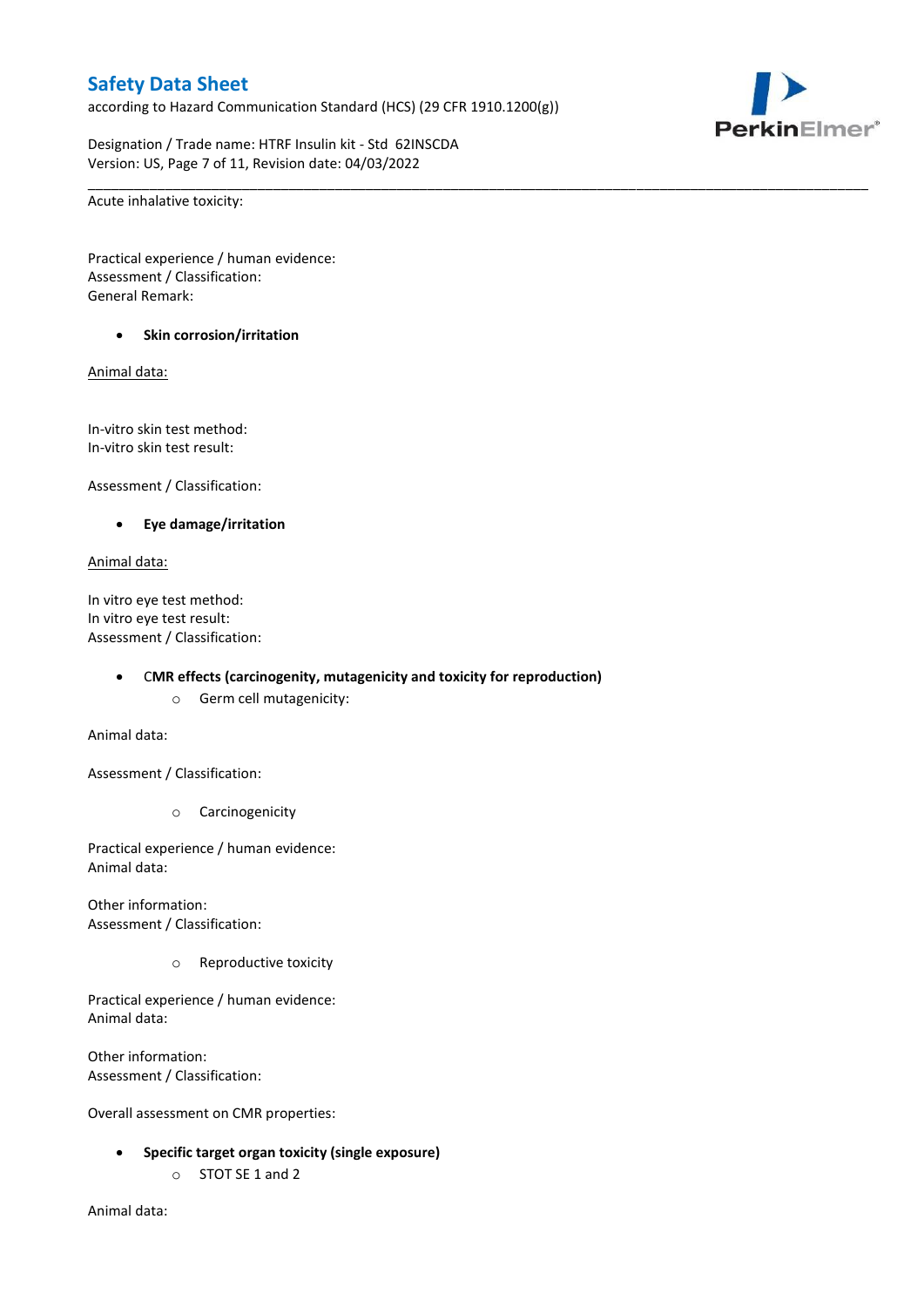Acute inhalative toxicity:

Practical experience / human evidence:
Assessment / Classification:
General Remark:

- **Skin corrosion/irritation**

Animal data:

In-vitro skin test method:
In-vitro skin test result:

Assessment / Classification:

- **Eye damage/irritation**

Animal data:

In vitro eye test method:
In vitro eye test result:
Assessment / Classification:

- **CMR effects (carcinogenity, mutagenicity and toxicity for reproduction)**
  - Germ cell mutagenicity:

Animal data:

Assessment / Classification:

  - Carcinogenicity

Practical experience / human evidence:
Animal data:

Other information:
Assessment / Classification:

  - Reproductive toxicity

Practical experience / human evidence:
Animal data:

Other information:
Assessment / Classification:

Overall assessment on CMR properties:

- **Specific target organ toxicity (single exposure)**
  - STOT SE 1 and 2

Animal data: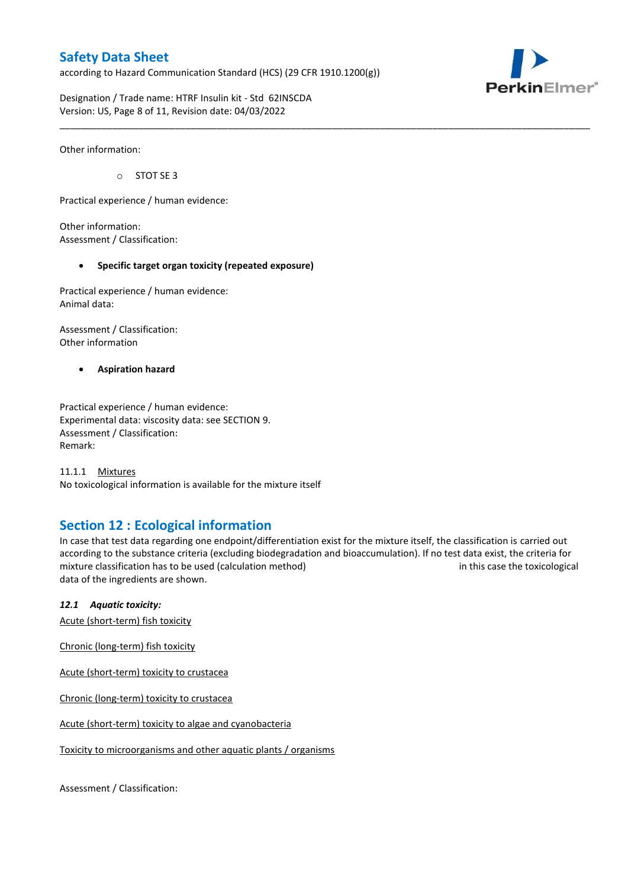Other information:

- STOT SE 3

Practical experience / human evidence:

Other information:
Assessment / Classification:

- **Specific target organ toxicity (repeated exposure)**

Practical experience / human evidence:
Animal data:

Assessment / Classification:
Other information

- **Aspiration hazard**

Practical experience / human evidence:
Experimental data: viscosity data: see SECTION 9.
Assessment / Classification:
Remark:

11.1.1 Mixtures
No toxicological information is available for the mixture itself

## Section 12 : Ecological information

In case that test data regarding one endpoint/differentiation exist for the mixture itself, the classification is carried out according to the substance criteria (excluding biodegradation and bioaccumulation). If no test data exist, the criteria for mixture classification has to be used (calculation method) in this case the toxicological data of the ingredients are shown.

### *12.1 Aquatic toxicity:*

Acute (short-term) fish toxicity

Chronic (long-term) fish toxicity

Acute (short-term) toxicity to crustacea

Chronic (long-term) toxicity to crustacea

Acute (short-term) toxicity to algae and cyanobacteria

Toxicity to microorganisms and other aquatic plants / organisms

Assessment / Classification: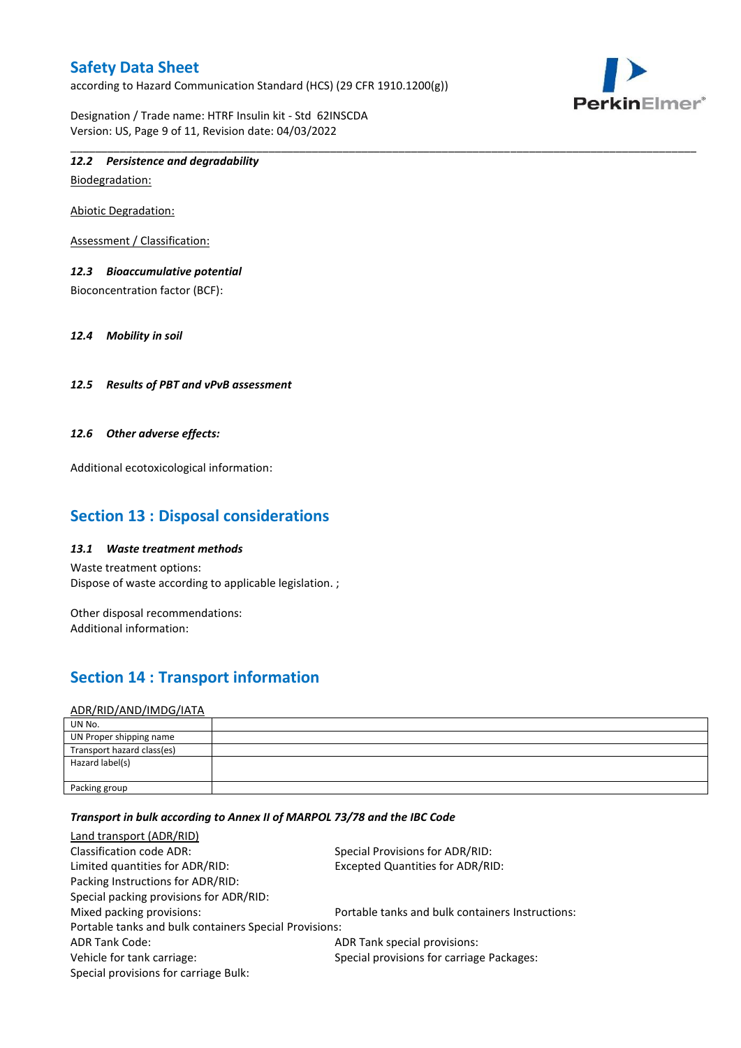### 12.2 Persistence and degradability

Biodegradation:

Abiotic Degradation:

Assessment / Classification:

### 12.3 Bioaccumulative potential

Bioconcentration factor (BCF):

### 12.4 Mobility in soil

### 12.5 Results of PBT and vPvB assessment

### 12.6 Other adverse effects:

Additional ecotoxicological information:

## Section 13 : Disposal considerations

### 13.1 Waste treatment methods

Waste treatment options:
Dispose of waste according to applicable legislation. ;

Other disposal recommendations:
Additional information:

## Section 14 : Transport information

ADR/RID/AND/IMDG/IATA

| | |
|---|---|
| UN No. | |
| UN Proper shipping name | |
| Transport hazard class(es) | |
| Hazard label(s) | |
| Packing group | |

***Transport in bulk according to Annex II of MARPOL 73/78 and the IBC Code***

Land transport (ADR/RID)

Classification code ADR:
Special Provisions for ADR/RID:
Limited quantities for ADR/RID:
Excepted Quantities for ADR/RID:
Packing Instructions for ADR/RID:
Special packing provisions for ADR/RID:
Mixed packing provisions:
Portable tanks and bulk containers Instructions:
Portable tanks and bulk containers Special Provisions:
ADR Tank Code:
ADR Tank special provisions:
Vehicle for tank carriage:
Special provisions for carriage Packages:
Special provisions for carriage Bulk: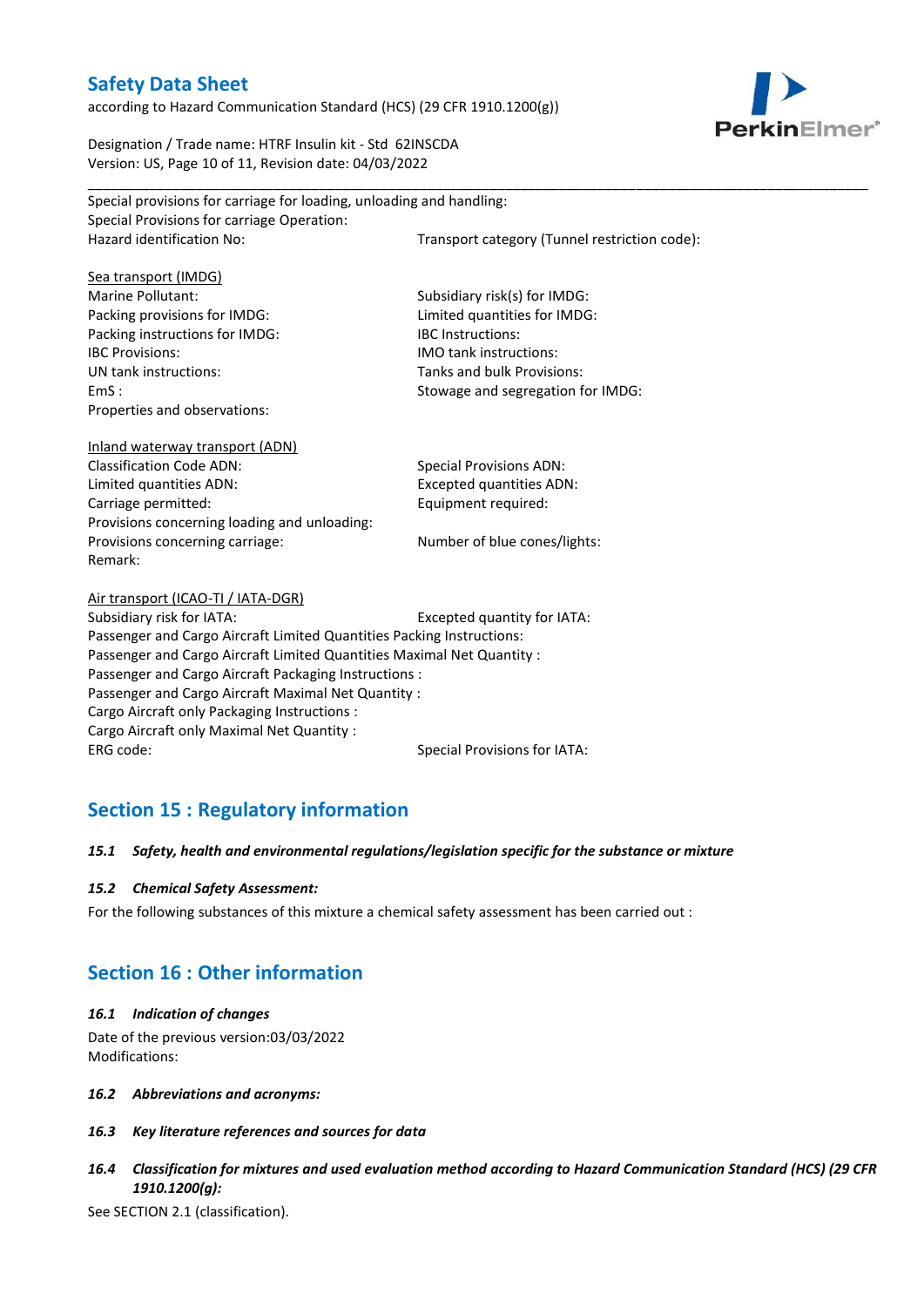Special provisions for carriage for loading, unloading and handling:
Special Provisions for carriage Operation:
Hazard identification No:
Transport category (Tunnel restriction code):

Sea transport (IMDG)

Marine Pollutant:
Subsidiary risk(s) for IMDG:
Packing provisions for IMDG:
Limited quantities for IMDG:
Packing instructions for IMDG:
IBC Instructions:
IBC Provisions:
IMO tank instructions:
UN tank instructions:
Tanks and bulk Provisions:
EmS :
Stowage and segregation for IMDG:
Properties and observations:

Inland waterway transport (ADN)

Classification Code ADN:
Special Provisions ADN:
Limited quantities ADN:
Excepted quantities ADN:
Carriage permitted:
Equipment required:
Provisions concerning loading and unloading:
Provisions concerning carriage:
Number of blue cones/lights:
Remark:

Air transport (ICAO-TI / IATA-DGR)

Subsidiary risk for IATA:
Excepted quantity for IATA:
Passenger and Cargo Aircraft Limited Quantities Packing Instructions:
Passenger and Cargo Aircraft Limited Quantities Maximal Net Quantity :
Passenger and Cargo Aircraft Packaging Instructions :
Passenger and Cargo Aircraft Maximal Net Quantity :
Cargo Aircraft only Packaging Instructions :
Cargo Aircraft only Maximal Net Quantity :
ERG code:
Special Provisions for IATA:

## Section 15 : Regulatory information

***15.1 Safety, health and environmental regulations/legislation specific for the substance or mixture***

***15.2 Chemical Safety Assessment:***

For the following substances of this mixture a chemical safety assessment has been carried out :

## Section 16 : Other information

***16.1 Indication of changes***

Date of the previous version:03/03/2022
Modifications:

***16.2 Abbreviations and acronyms:***

***16.3 Key literature references and sources for data***

***16.4 Classification for mixtures and used evaluation method according to Hazard Communication Standard (HCS) (29 CFR 1910.1200(g):***

See SECTION 2.1 (classification).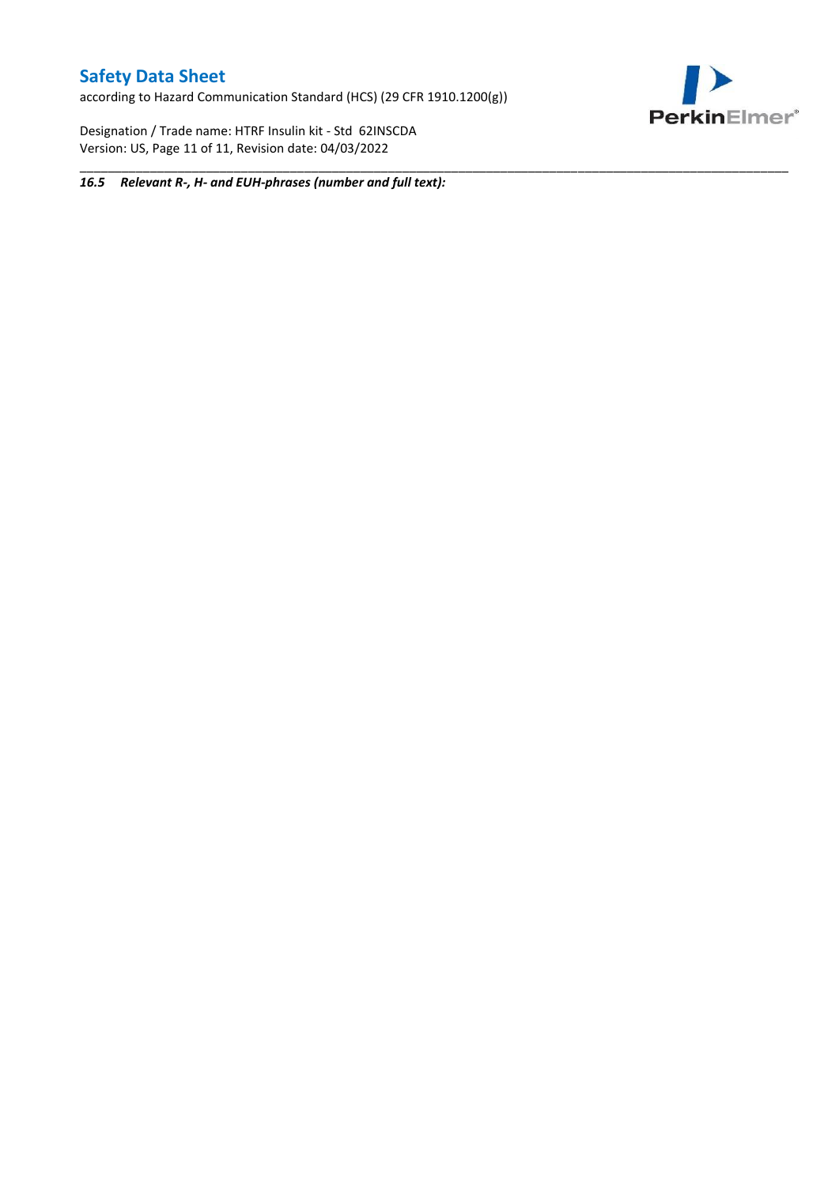*16.5 Relevant R-, H- and EUH-phrases (number and full text):*